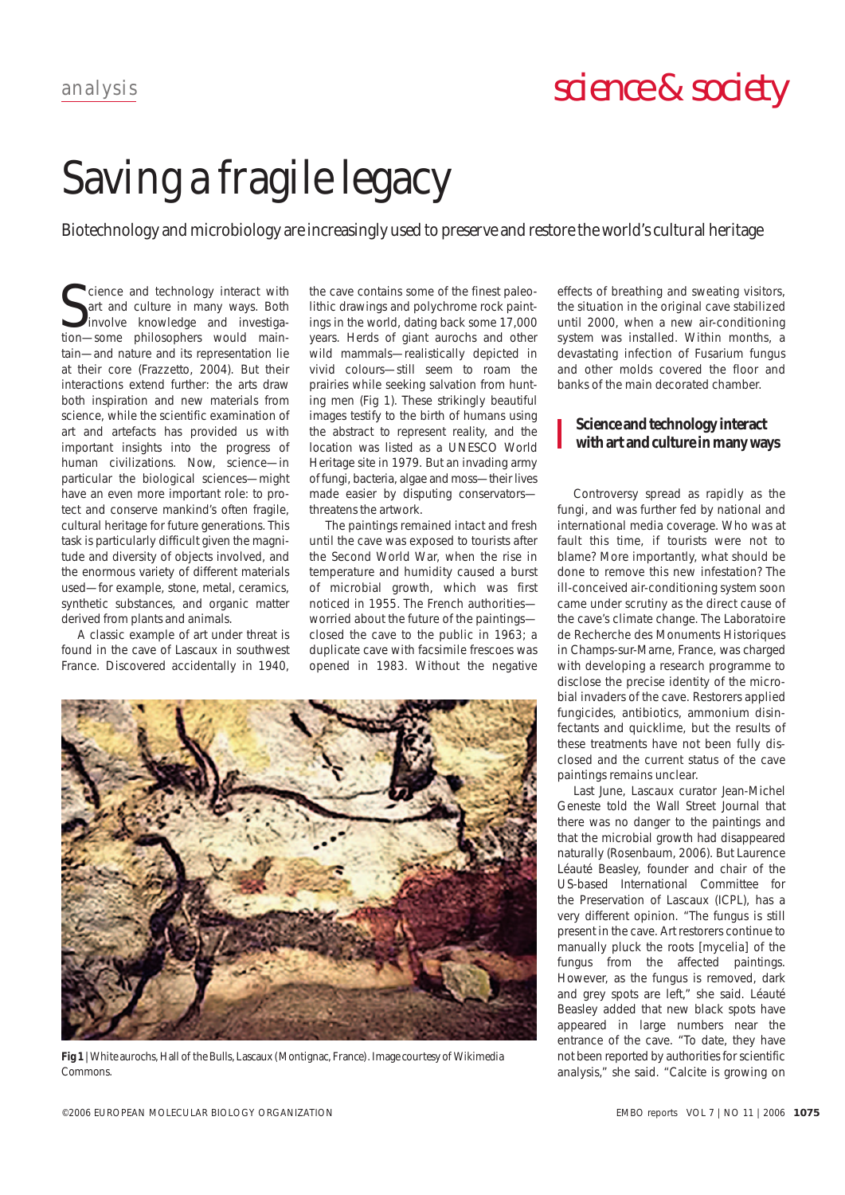# Saving a fragile legacy

Biotechnology and microbiology are increasingly used to preserve and restore the world's cultural heritage

Science and technology interact with art and culture in many ways. Both involve knowledge and investigation—some philosophers would maintain—and nature and its representation lie at their core (Frazzetto, 2004). But their interactions extend further: the arts draw both inspiration and new materials from science, while the scientific examination of art and artefacts has provided us with important insights into the progress of human civilizations. Now, science—in particular the biological sciences—might have an even more important role: to protect and conserve mankind's often fragile, cultural heritage for future generations. This task is particularly difficult given the magnitude and diversity of objects involved, and the enormous variety of different materials used—for example, stone, metal, ceramics, synthetic substances, and organic matter derived from plants and animals.

A classic example of art under threat is found in the cave of Lascaux in southwest France. Discovered accidentally in 1940, the cave contains some of the finest paleolithic drawings and polychrome rock paintings in the world, dating back some 17,000 years. Herds of giant aurochs and other wild mammals—realistically depicted in vivid colours—still seem to roam the prairies while seeking salvation from hunting men (Fig 1). These strikingly beautiful images testify to the birth of humans using the abstract to represent reality, and the location was listed as a UNESCO World Heritage site in 1979. But an invading army of fungi, bacteria, algae and moss—their lives made easier by disputing conservators—threatens the artwork.

The paintings remained intact and fresh until the cave was exposed to tourists after the Second World War, when the rise in temperature and humidity caused a burst of microbial growth, which was first noticed in 1955. The French authorities—worried about the future of the paintings—closed the cave to the public in 1963; a duplicate cave with facsimile frescoes was opened in 1983. Without the negative effects of breathing and sweating visitors, the situation in the original cave stabilized until 2000, when a new air-conditioning system was installed. Within months, a devastating infection of Fusarium fungus and other molds covered the floor and banks of the main decorated chamber.

**Science and technology interact with art and culture in many ways**

Controversy spread as rapidly as the fungi, and was further fed by national and international media coverage. Who was at fault this time, if tourists were not to blame? More importantly, what should be done to remove this new infestation? The ill-conceived air-conditioning system soon came under scrutiny as the direct cause of the cave's climate change. The Laboratoire de Recherche des Monuments Historiques in Champs-sur-Marne, France, was charged with developing a research programme to disclose the precise identity of the microbial invaders of the cave. Restorers applied fungicides, antibiotics, ammonium disinfectants and quicklime, but the results of these treatments have not been fully disclosed and the current status of the cave paintings remains unclear.

Last June, Lascaux curator Jean-Michel Geneste told the Wall Street Journal that there was no danger to the paintings and that the microbial growth had disappeared naturally (Rosenbaum, 2006). But Laurence Léauté Beasley, founder and chair of the US-based International Committee for the Preservation of Lascaux (ICPL), has a very different opinion. "The fungus is still present in the cave. Art restorers continue to manually pluck the roots [mycelia] of the fungus from the affected paintings. However, as the fungus is removed, dark and grey spots are left," she said. Léauté Beasley added that new black spots have appeared in large numbers near the entrance of the cave. "To date, they have not been reported by authorities for scientific analysis," she said. "Calcite is growing on

**Fig 1** | White aurochs, Hall of the Bulls, Lascaux (Montignac, France). Image courtesy of Wikimedia Commons.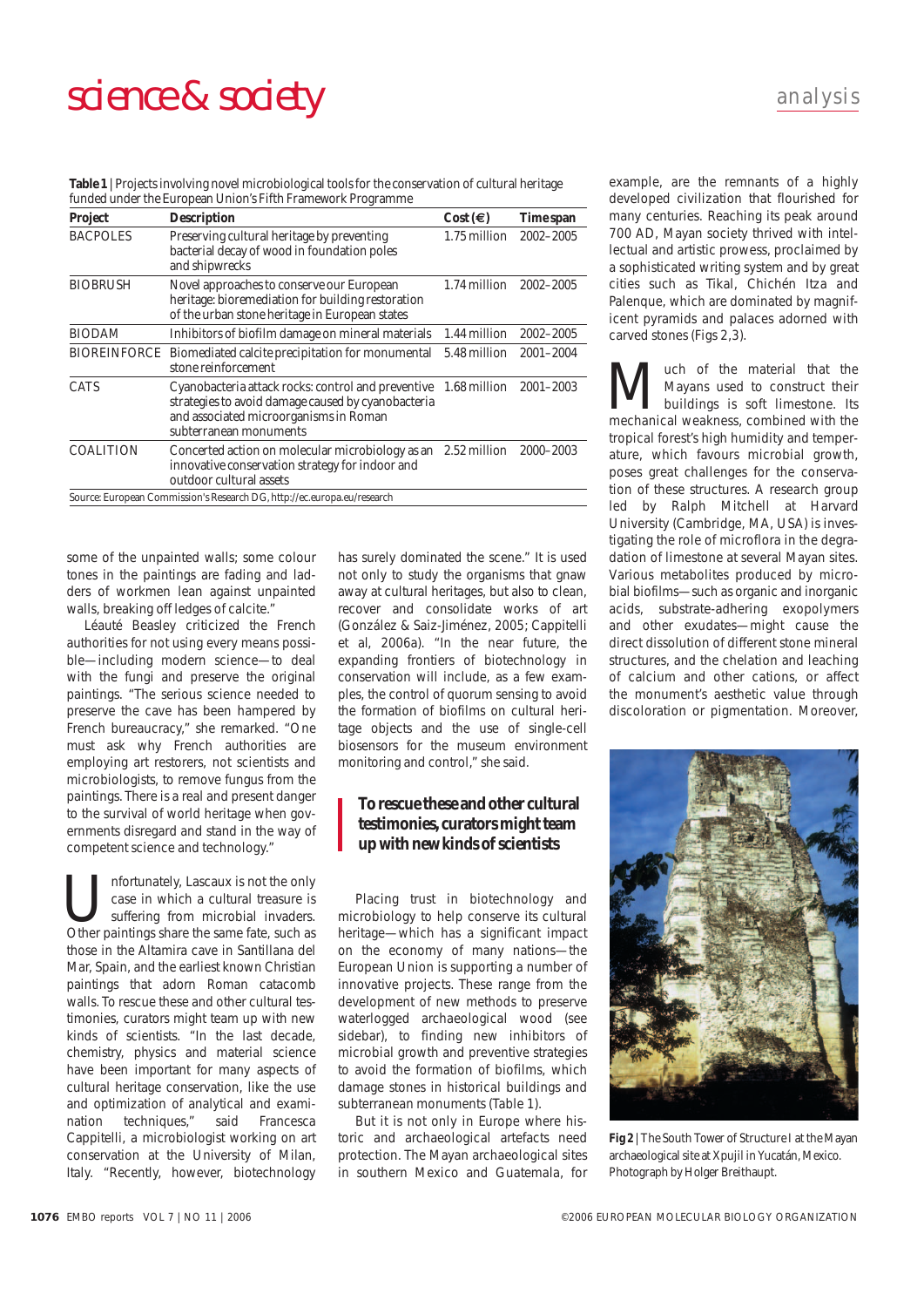**Table 1** | Projects involving novel microbiological tools for the conservation of cultural heritage funded under the European Union's Fifth Framework Programme

| Project | Description | Cost (€) | Timespan |
|---|---|---|---|
| BACPOLES | Preserving cultural heritage by preventing bacterial decay of wood in foundation poles and shipwrecks | 1.75 million | 2002–2005 |
| BIOBRUSH | Novel approaches to conserve our European heritage: bioremediation for building restoration of the urban stone heritage in European states | 1.74 million | 2002–2005 |
| BIODAM | Inhibitors of biofilm damage on mineral materials | 1.44 million | 2002–2005 |
| BIOREINFORCE | Biomediated calcite precipitation for monumental stone reinforcement | 5.48 million | 2001–2004 |
| CATS | Cyanobacteria attack rocks: control and preventive strategies to avoid damage caused by cyanobacteria and associated microorganisms in Roman subterranean monuments | 1.68 million | 2001–2003 |
| COALITION | Concerted action on molecular microbiology as an innovative conservation strategy for indoor and outdoor cultural assets | 2.52 million | 2000–2003 |

Source: European Commission's Research DG, http://ec.europa.eu/research

some of the unpainted walls; some colour tones in the paintings are fading and ladders of workmen lean against unpainted walls, breaking off ledges of calcite."

Léauté Beasley criticized the French authorities for not using every means possible—including modern science—to deal with the fungi and preserve the original paintings. "The serious science needed to preserve the cave has been hampered by French bureaucracy," she remarked. "One must ask why French authorities are employing art restorers, not scientists and microbiologists, to remove fungus from the paintings. There is a real and present danger to the survival of world heritage when governments disregard and stand in the way of competent science and technology."

Unfortunately, Lascaux is not the only case in which a cultural treasure is suffering from microbial invaders. Other paintings share the same fate, such as those in the Altamira cave in Santillana del Mar, Spain, and the earliest known Christian paintings that adorn Roman catacomb walls. To rescue these and other cultural testimonies, curators might team up with new kinds of scientists. "In the last decade, chemistry, physics and material science have been important for many aspects of cultural heritage conservation, like the use and optimization of analytical and examination techniques," said Francesca Cappitelli, a microbiologist working on art conservation at the University of Milan, Italy. "Recently, however, biotechnology has surely dominated the scene." It is used not only to study the organisms that gnaw away at cultural heritages, but also to clean, recover and consolidate works of art (González & Saiz-Jiménez, 2005; Cappitelli et al, 2006a). "In the near future, the expanding frontiers of biotechnology in conservation will include, as a few examples, the control of quorum sensing to avoid the formation of biofilms on cultural heritage objects and the use of single-cell biosensors for the museum environment monitoring and control," she said.

**To rescue these and other cultural testimonies, curators might team up with new kinds of scientists**

Placing trust in biotechnology and microbiology to help conserve its cultural heritage—which has a significant impact on the economy of many nations—the European Union is supporting a number of innovative projects. These range from the development of new methods to preserve waterlogged archaeological wood (see sidebar), to finding new inhibitors of microbial growth and preventive strategies to avoid the formation of biofilms, which damage stones in historical buildings and subterranean monuments (Table 1).

But it is not only in Europe where historic and archaeological artefacts need protection. The Mayan archaeological sites in southern Mexico and Guatemala, for example, are the remnants of a highly developed civilization that flourished for many centuries. Reaching its peak around 700 AD, Mayan society thrived with intellectual and artistic prowess, proclaimed by a sophisticated writing system and by great cities such as Tikal, Chichén Itza and Palenque, which are dominated by magnificent pyramids and palaces adorned with carved stones (Figs 2,3).

Much of the material that the Mayans used to construct their buildings is soft limestone. Its mechanical weakness, combined with the tropical forest's high humidity and temperature, which favours microbial growth, poses great challenges for the conservation of these structures. A research group led by Ralph Mitchell at Harvard University (Cambridge, MA, USA) is investigating the role of microflora in the degradation of limestone at several Mayan sites. Various metabolites produced by microbial biofilms—such as organic and inorganic acids, substrate-adhering exopolymers and other exudates—might cause the direct dissolution of different stone mineral structures, and the chelation and leaching of calcium and other cations, or affect the monument's aesthetic value through discoloration or pigmentation. Moreover,

**Fig 2** | The South Tower of Structure I at the Mayan archaeological site at Xpujil in Yucatán, Mexico. Photograph by Holger Breithaupt.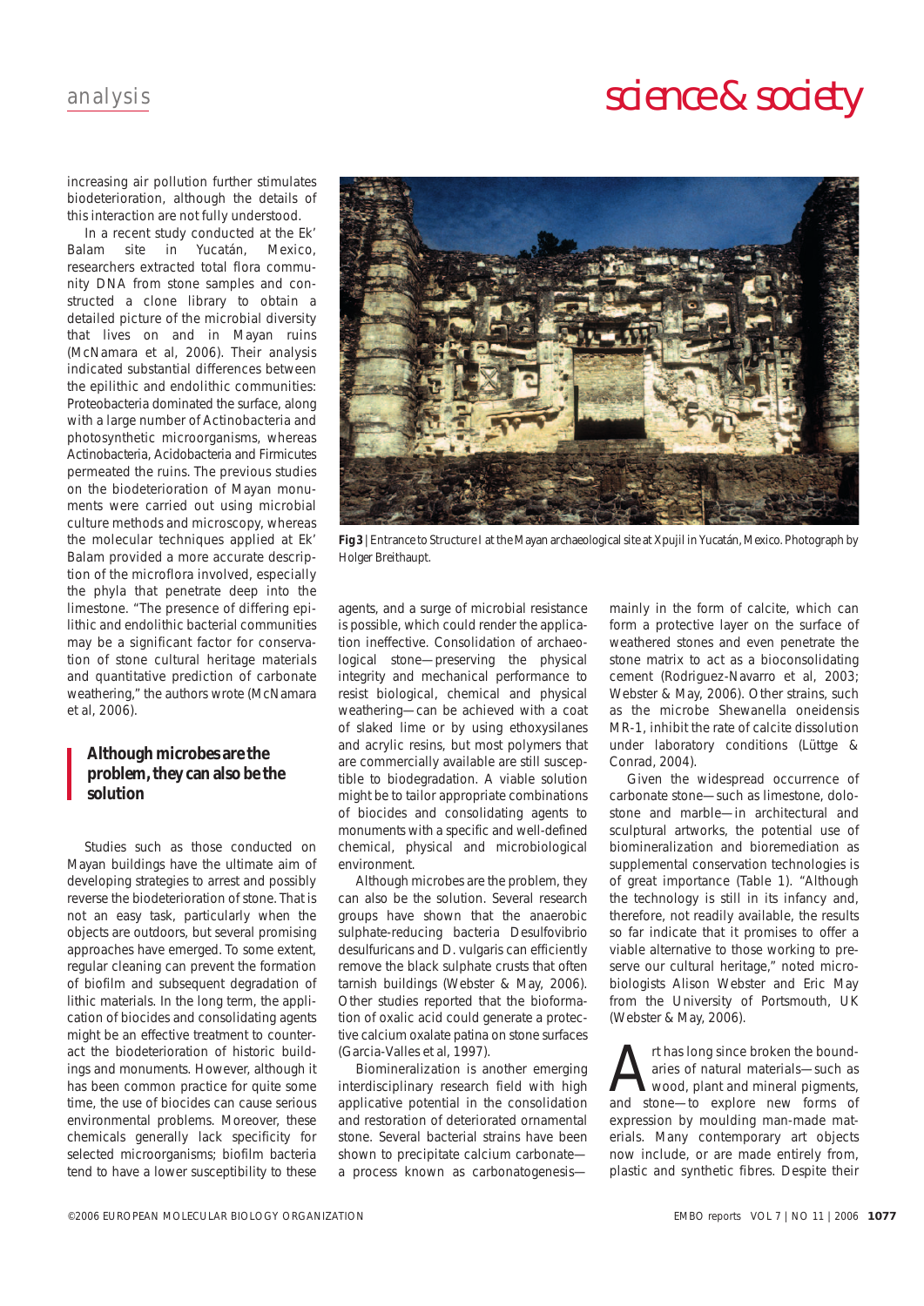increasing air pollution further stimulates biodeterioration, although the details of this interaction are not fully understood.

In a recent study conducted at the Ek' Balam site in Yucatán, Mexico, researchers extracted total flora community DNA from stone samples and constructed a clone library to obtain a detailed picture of the microbial diversity that lives on and in Mayan ruins (McNamara et al, 2006). Their analysis indicated substantial differences between the epilithic and endolithic communities: Proteobacteria dominated the surface, along with a large number of Actinobacteria and photosynthetic microorganisms, whereas Actinobacteria, Acidobacteria and Firmicutes permeated the ruins. The previous studies on the biodeterioration of Mayan monuments were carried out using microbial culture methods and microscopy, whereas the molecular techniques applied at Ek' Balam provided a more accurate description of the microflora involved, especially the phyla that penetrate deep into the limestone. "The presence of differing epilithic and endolithic bacterial communities may be a significant factor for conservation of stone cultural heritage materials and quantitative prediction of carbonate weathering," the authors wrote (McNamara et al, 2006).

**Although microbes are the problem, they can also be the solution**

Studies such as those conducted on Mayan buildings have the ultimate aim of developing strategies to arrest and possibly reverse the biodeterioration of stone. That is not an easy task, particularly when the objects are outdoors, but several promising approaches have emerged. To some extent, regular cleaning can prevent the formation of biofilm and subsequent degradation of lithic materials. In the long term, the application of biocides and consolidating agents might be an effective treatment to counteract the biodeterioration of historic buildings and monuments. However, although it has been common practice for quite some time, the use of biocides can cause serious environmental problems. Moreover, these chemicals generally lack specificity for selected microorganisms; biofilm bacteria tend to have a lower susceptibility to these agents, and a surge of microbial resistance is possible, which could render the application ineffective. Consolidation of archaeological stone—preserving the physical integrity and mechanical performance to resist biological, chemical and physical weathering—can be achieved with a coat of slaked lime or by using ethoxysilanes and acrylic resins, but most polymers that are commercially available are still susceptible to biodegradation. A viable solution might be to tailor appropriate combinations of biocides and consolidating agents to monuments with a specific and well-defined chemical, physical and microbiological environment.

**Fig 3** | Entrance to Structure I at the Mayan archaeological site at Xpujil in Yucatán, Mexico. Photograph by Holger Breithaupt.

Although microbes are the problem, they can also be the solution. Several research groups have shown that the anaerobic sulphate-reducing bacteria *Desulfovibrio desulfuricans* and *D. vulgaris* can efficiently remove the black sulphate crusts that often tarnish buildings (Webster & May, 2006). Other studies reported that the bioformation of oxalic acid could generate a protective calcium oxalate patina on stone surfaces (Garcia-Valles et al, 1997).

Biomineralization is another emerging interdisciplinary research field with high applicative potential in the consolidation and restoration of deteriorated ornamental stone. Several bacterial strains have been shown to precipitate calcium carbonate—a process known as carbonatogenesis—mainly in the form of calcite, which can form a protective layer on the surface of weathered stones and even penetrate the stone matrix to act as a bioconsolidating cement (Rodriguez-Navarro et al, 2003; Webster & May, 2006). Other strains, such as the microbe *Shewanella oneidensis* MR-1, inhibit the rate of calcite dissolution under laboratory conditions (Lüttge & Conrad, 2004).

Given the widespread occurrence of carbonate stone—such as limestone, dolostone and marble—in architectural and sculptural artworks, the potential use of biomineralization and bioremediation as supplemental conservation technologies is of great importance (Table 1). "Although the technology is still in its infancy and, therefore, not readily available, the results so far indicate that it promises to offer a viable alternative to those working to preserve our cultural heritage," noted microbiologists Alison Webster and Eric May from the University of Portsmouth, UK (Webster & May, 2006).

Art has long since broken the boundaries of natural materials—such as wood, plant and mineral pigments, and stone—to explore new forms of expression by moulding man-made materials. Many contemporary art objects now include, or are made entirely from, plastic and synthetic fibres. Despite their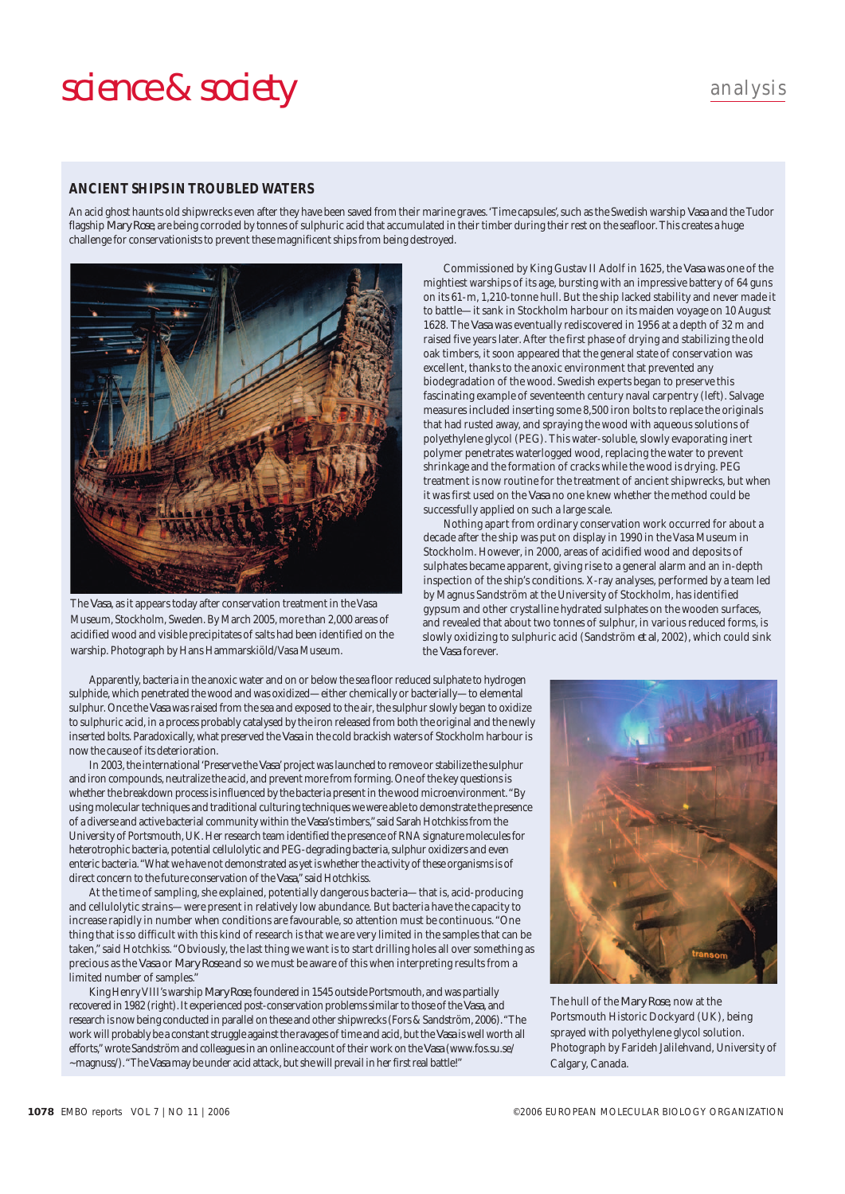## ANCIENT SHIPS IN TROUBLED WATERS

An acid ghost haunts old shipwrecks even after they have been saved from their marine graves. 'Time capsules', such as the Swedish warship *Vasa* and the Tudor flagship *Mary Rose*, are being corroded by tonnes of sulphuric acid that accumulated in their timber during their rest on the seafloor. This creates a huge challenge for conservationists to prevent these magnificent ships from being destroyed.

The *Vasa*, as it appears today after conservation treatment in the Vasa Museum, Stockholm, Sweden. By March 2005, more than 2,000 areas of acidified wood and visible precipitates of salts had been identified on the warship. Photograph by Hans Hammarskiöld/Vasa Museum.

Commissioned by King Gustav II Adolf in 1625, the *Vasa* was one of the mightiest warships of its age, bursting with an impressive battery of 64 guns on its 61-m, 1,210-tonne hull. But the ship lacked stability and never made it to battle—it sank in Stockholm harbour on its maiden voyage on 10 August 1628. The *Vasa* was eventually rediscovered in 1956 at a depth of 32 m and raised five years later. After the first phase of drying and stabilizing the old oak timbers, it soon appeared that the general state of conservation was excellent, thanks to the anoxic environment that prevented any biodegradation of the wood. Swedish experts began to preserve this fascinating example of seventeenth century naval carpentry (left). Salvage measures included inserting some 8,500 iron bolts to replace the originals that had rusted away, and spraying the wood with aqueous solutions of polyethylene glycol (PEG). This water-soluble, slowly evaporating inert polymer penetrates waterlogged wood, replacing the water to prevent shrinkage and the formation of cracks while the wood is drying. PEG treatment is now routine for the treatment of ancient shipwrecks, but when it was first used on the *Vasa* no one knew whether the method could be successfully applied on such a large scale.

Nothing apart from ordinary conservation work occurred for about a decade after the ship was put on display in 1990 in the Vasa Museum in Stockholm. However, in 2000, areas of acidified wood and deposits of sulphates became apparent, giving rise to a general alarm and an in-depth inspection of the ship's conditions. X-ray analyses, performed by a team led by Magnus Sandström at the University of Stockholm, has identified gypsum and other crystalline hydrated sulphates on the wooden surfaces, and revealed that about two tonnes of sulphur, in various reduced forms, is slowly oxidizing to sulphuric acid (Sandström *et al*, 2002), which could sink the *Vasa* forever.

Apparently, bacteria in the anoxic water and on or below the sea floor reduced sulphate to hydrogen sulphide, which penetrated the wood and was oxidized—either chemically or bacterially—to elemental sulphur. Once the *Vasa* was raised from the sea and exposed to the air, the sulphur slowly began to oxidize to sulphuric acid, in a process probably catalysed by the iron released from both the original and the newly inserted bolts. Paradoxically, what preserved the *Vasa* in the cold brackish waters of Stockholm harbour is now the cause of its deterioration.

In 2003, the international 'Preserve the *Vasa*' project was launched to remove or stabilize the sulphur and iron compounds, neutralize the acid, and prevent more from forming. One of the key questions is whether the breakdown process is influenced by the bacteria present in the wood microenvironment. "By using molecular techniques and traditional culturing techniques we were able to demonstrate the presence of a diverse and active bacterial community within the *Vasa*'s timbers," said Sarah Hotchkiss from the University of Portsmouth, UK. Her research team identified the presence of RNA signature molecules for heterotrophic bacteria, potential cellulolytic and PEG-degrading bacteria, sulphur oxidizers and even enteric bacteria. "What we have not demonstrated as yet is whether the activity of these organisms is of direct concern to the future conservation of the *Vasa*," said Hotchkiss.

At the time of sampling, she explained, potentially dangerous bacteria—that is, acid-producing and cellulolytic strains—were present in relatively low abundance. But bacteria have the capacity to increase rapidly in number when conditions are favourable, so attention must be continuous. "One thing that is so difficult with this kind of research is that we are very limited in the samples that can be taken," said Hotchkiss. "Obviously, the last thing we want is to start drilling holes all over something as precious as the *Vasa* or *Mary Rose* and so we must be aware of this when interpreting results from a limited number of samples."

King Henry VIII's warship *Mary Rose*, foundered in 1545 outside Portsmouth, and was partially recovered in 1982 (right). It experienced post-conservation problems similar to those of the *Vasa*, and research is now being conducted in parallel on these and other shipwrecks (Fors & Sandström, 2006). "The work will probably be a constant struggle against the ravages of time and acid, but the *Vasa* is well worth all efforts," wrote Sandström and colleagues in an online account of their work on the *Vasa* (www.fos.su.se/~magnuss/). "The *Vasa* may be under acid attack, but she will prevail in her first real battle!"

The hull of the *Mary Rose*, now at the Portsmouth Historic Dockyard (UK), being sprayed with polyethylene glycol solution. Photograph by Farideh Jalilehvand, University of Calgary, Canada.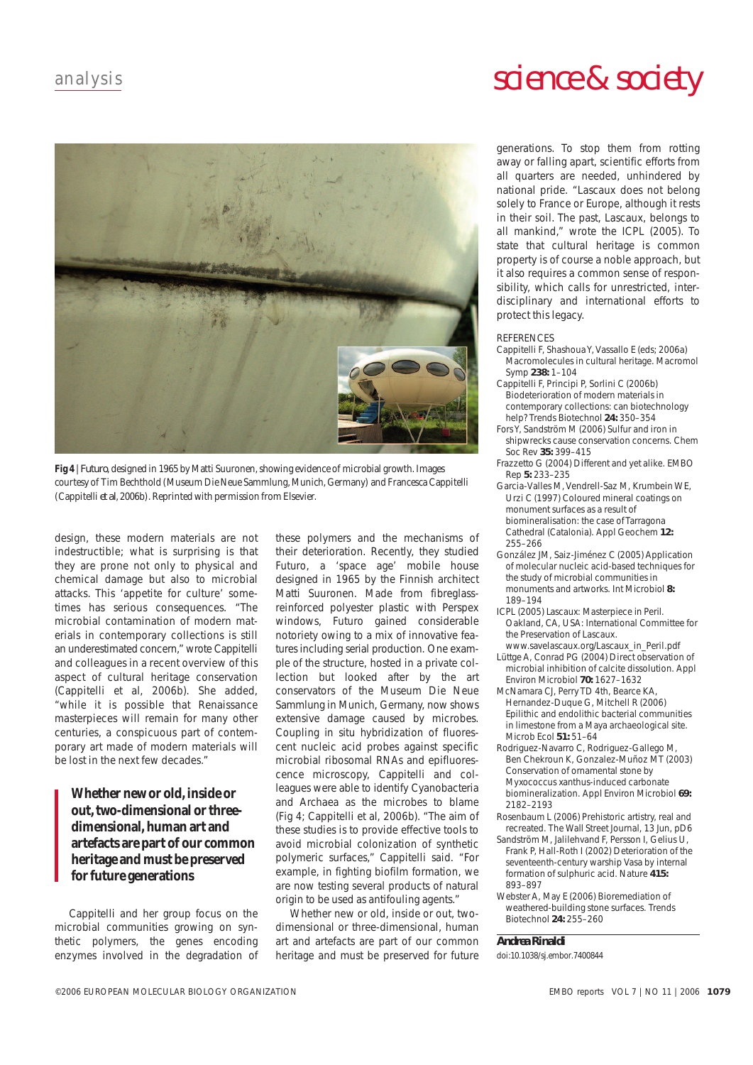**Fig 4** | *Futuro*, designed in 1965 by Matti Suuronen, showing evidence of microbial growth. Images courtesy of Tim Bechthold (Museum Die Neue Sammlung, Munich, Germany) and Francesca Cappitelli (Cappitelli *et al*, 2006b). Reprinted with permission from Elsevier.

design, these modern materials are not indestructible; what is surprising is that they are prone not only to physical and chemical damage but also to microbial attacks. This 'appetite for culture' sometimes has serious consequences. "The microbial contamination of modern materials in contemporary collections is still an underestimated concern," wrote Cappitelli and colleagues in a recent overview of this aspect of cultural heritage conservation (Cappitelli et al, 2006b). She added, "while it is possible that Renaissance masterpieces will remain for many other centuries, a conspicuous part of contemporary art made of modern materials will be lost in the next few decades."

> **Whether new or old, inside or out, two-dimensional or three-dimensional, human art and artefacts are part of our common heritage and must be preserved for future generations**

Cappitelli and her group focus on the microbial communities growing on synthetic polymers, the genes encoding enzymes involved in the degradation of these polymers and the mechanisms of their deterioration. Recently, they studied Futuro, a 'space age' mobile house designed in 1965 by the Finnish architect Matti Suuronen. Made from fibreglass-reinforced polyester plastic with Perspex windows, Futuro gained considerable notoriety owing to a mix of innovative features including serial production. One example of the structure, hosted in a private collection but looked after by the art conservators of the Museum Die Neue Sammlung in Munich, Germany, now shows extensive damage caused by microbes. Coupling in situ hybridization of fluorescent nucleic acid probes against specific microbial ribosomal RNAs and epifluorescence microscopy, Cappitelli and colleagues were able to identify Cyanobacteria and Archaea as the microbes to blame (Fig 4; Cappitelli et al, 2006b). "The aim of these studies is to provide effective tools to avoid microbial colonization of synthetic polymeric surfaces," Cappitelli said. "For example, in fighting biofilm formation, we are now testing several products of natural origin to be used as antifouling agents."

Whether new or old, inside or out, two-dimensional or three-dimensional, human art and artefacts are part of our common heritage and must be preserved for future generations. To stop them from rotting away or falling apart, scientific efforts from all quarters are needed, unhindered by national pride. "Lascaux does not belong solely to France or Europe, although it rests in their soil. The past, Lascaux, belongs to all mankind," wrote the ICPL (2005). To state that cultural heritage is common property is of course a noble approach, but it also requires a common sense of responsibility, which calls for unrestricted, interdisciplinary and international efforts to protect this legacy.

REFERENCES

Cappitelli F, Shashoua Y, Vassallo E (eds; 2006a) Macromolecules in cultural heritage. Macromol Symp **238:** 1–104

Cappitelli F, Principi P, Sorlini C (2006b) Biodeterioration of modern materials in contemporary collections: can biotechnology help? Trends Biotechnol **24:** 350–354

Fors Y, Sandström M (2006) Sulfur and iron in shipwrecks cause conservation concerns. Chem Soc Rev **35:** 399–415

Frazzetto G (2004) Different and yet alike. EMBO Rep **5:** 233–235

Garcia-Valles M, Vendrell-Saz M, Krumbein WE, Urzi C (1997) Coloured mineral coatings on monument surfaces as a result of biomineralisation: the case of Tarragona Cathedral (Catalonia). Appl Geochem **12:** 255–266

González JM, Saiz-Jiménez C (2005) Application of molecular nucleic acid-based techniques for the study of microbial communities in monuments and artworks. Int Microbiol **8:** 189–194

ICPL (2005) Lascaux: Masterpiece in Peril. Oakland, CA, USA: International Committee for the Preservation of Lascaux. www.savelascaux.org/Lascaux_in_Peril.pdf

Lüttge A, Conrad PG (2004) Direct observation of microbial inhibition of calcite dissolution. Appl Environ Microbiol **70:** 1627–1632

McNamara CJ, Perry TD 4th, Bearce KA, Hernandez-Duque G, Mitchell R (2006) Epilithic and endolithic bacterial communities in limestone from a Maya archaeological site. Microb Ecol **51:** 51–64

Rodriguez-Navarro C, Rodriguez-Gallego M, Ben Chekroun K, Gonzalez-Muñoz MT (2003) Conservation of ornamental stone by Myxococcus xanthus-induced carbonate biomineralization. Appl Environ Microbiol **69:** 2182–2193

Rosenbaum L (2006) Prehistoric artistry, real and recreated. The Wall Street Journal, 13 Jun, pD6

Sandström M, Jalilehvand F, Persson I, Gelius U, Frank P, Hall-Roth I (2002) Deterioration of the seventeenth-century warship Vasa by internal formation of sulphuric acid. Nature **415:** 893–897

Webster A, May E (2006) Bioremediation of weathered-building stone surfaces. Trends Biotechnol **24:** 255–260

**Andrea Rinaldi**

doi:10.1038/sj.embor.7400844